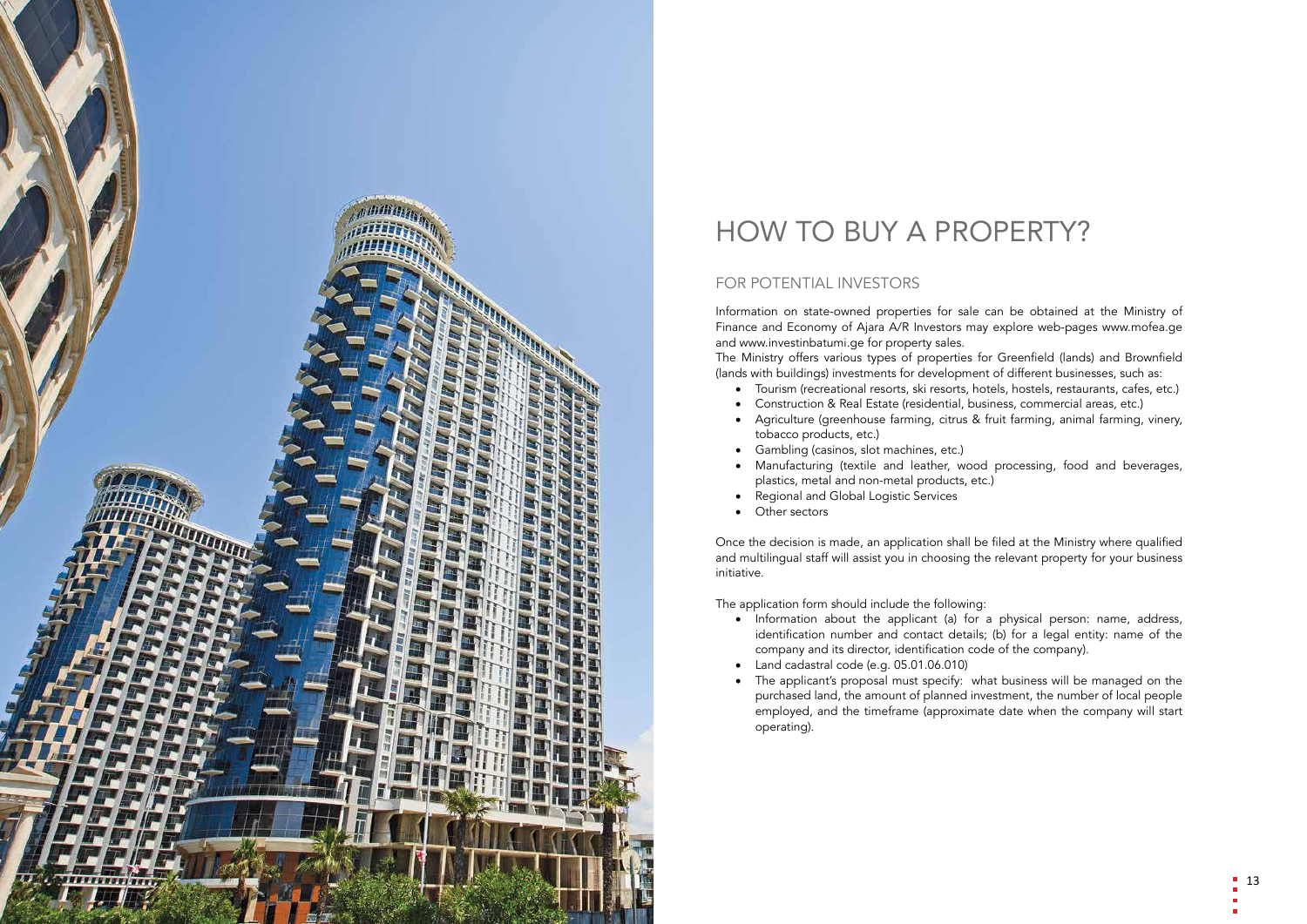# HOW TO BUY A PROPERTY?

## FOR POTENTIAL INVESTORS

Information on state-owned properties for sale can be obtained at the Ministry of Finance and Economy of Ajara A/R Investors may explore web-pages www.mofea.ge and www.investinbatumi.ge for property sales.

The Ministry offers various types of properties for Greenfield (lands) and Brownfield (lands with buildings) investments for development of different businesses, such as:

- Tourism (recreational resorts, ski resorts, hotels, hostels, restaurants, cafes, etc.)
- Construction & Real Estate (residential, business, commercial areas, etc.)
- Agriculture (greenhouse farming, citrus & fruit farming, animal farming, vinery, tobacco products, etc.)
- Gambling (casinos, slot machines, etc.)
- Manufacturing (textile and leather, wood processing, food and beverages, plastics, metal and non-metal products, etc.)
- Regional and Global Logistic Services
- Other sectors

Once the decision is made, an application shall be filed at the Ministry where qualified and multilingual staff will assist you in choosing the relevant property for your business initiative.

The application form should include the following:

- Information about the applicant (a) for a physical person: name, address, identification number and contact details; (b) for a legal entity: name of the company and its director, identification code of the company).
- Land cadastral code (e.g. 05.01.06.010)
- The applicant's proposal must specify: what business will be managed on the purchased land, the amount of planned investment, the number of local people employed, and the timeframe (approximate date when the company will start operating).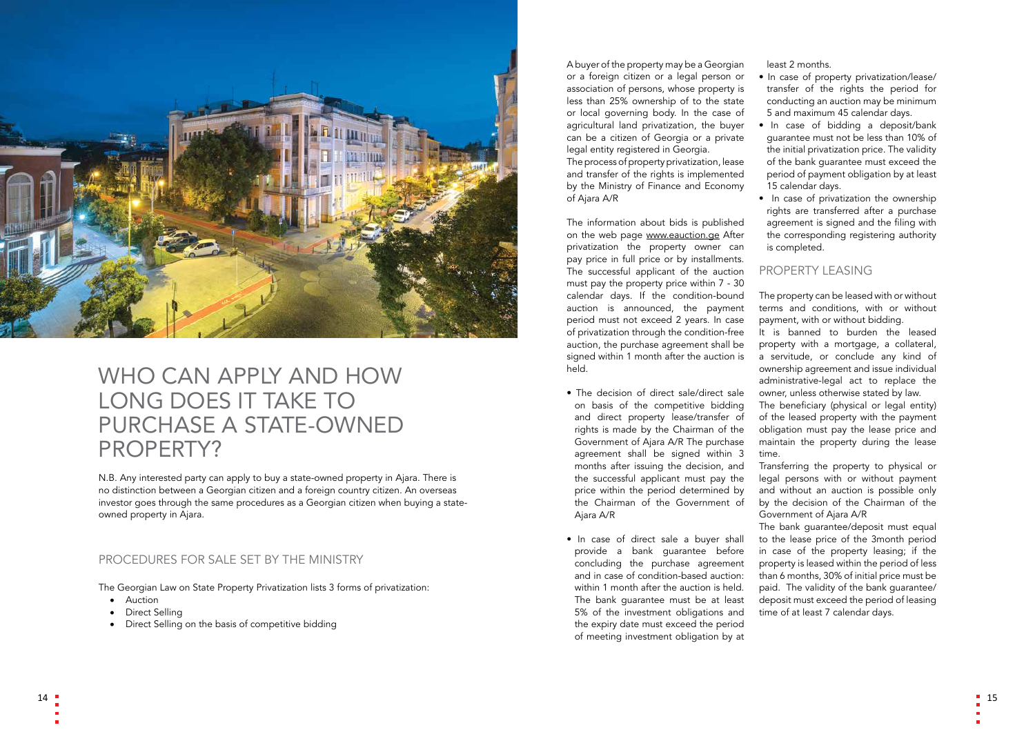# WHO CAN APPLY AND HOW LONG DOES IT TAKE TO PURCHASE A STATE-OWNED PROPERTY?

N.B. Any interested party can apply to buy a state-owned property in Ajara. There is no distinction between a Georgian citizen and a foreign country citizen. An overseas investor goes through the same procedures as a Georgian citizen when buying a state-owned property in Ajara.

## PROCEDURES FOR SALE SET BY THE MINISTRY

The Georgian Law on State Property Privatization lists 3 forms of privatization:

- Auction
- Direct Selling
- Direct Selling on the basis of competitive bidding

A buyer of the property may be a Georgian or a foreign citizen or a legal person or association of persons, whose property is less than 25% ownership of to the state or local governing body. In the case of agricultural land privatization, the buyer can be a citizen of Georgia or a private legal entity registered in Georgia.

The process of property privatization, lease and transfer of the rights is implemented by the Ministry of Finance and Economy of Ajara A/R

The information about bids is published on the web page www.eauction.ge After privatization the property owner can pay price in full price or by installments. The successful applicant of the auction must pay the property price within 7 - 30 calendar days. If the condition-bound auction is announced, the payment period must not exceed 2 years. In case of privatization through the condition-free auction, the purchase agreement shall be signed within 1 month after the auction is held.

- The decision of direct sale/direct sale on basis of the competitive bidding and direct property lease/transfer of rights is made by the Chairman of the Government of Ajara A/R The purchase agreement shall be signed within 3 months after issuing the decision, and the successful applicant must pay the price within the period determined by the Chairman of the Government of Ajara A/R
- In case of direct sale a buyer shall provide a bank guarantee before concluding the purchase agreement and in case of condition-based auction: within 1 month after the auction is held. The bank guarantee must be at least 5% of the investment obligations and the expiry date must exceed the period of meeting investment obligation by at least 2 months.
- In case of property privatization/lease/transfer of the rights the period for conducting an auction may be minimum 5 and maximum 45 calendar days.
- In case of bidding a deposit/bank guarantee must not be less than 10% of the initial privatization price. The validity of the bank guarantee must exceed the period of payment obligation by at least 15 calendar days.
- In case of privatization the ownership rights are transferred after a purchase agreement is signed and the filing with the corresponding registering authority is completed.

## PROPERTY LEASING

The property can be leased with or without terms and conditions, with or without payment, with or without bidding.

It is banned to burden the leased property with a mortgage, a collateral, a servitude, or conclude any kind of ownership agreement and issue individual administrative-legal act to replace the owner, unless otherwise stated by law.

The beneficiary (physical or legal entity) of the leased property with the payment obligation must pay the lease price and maintain the property during the lease time.

Transferring the property to physical or legal persons with or without payment and without an auction is possible only by the decision of the Chairman of the Government of Ajara A/R

The bank guarantee/deposit must equal to the lease price of the 3month period in case of the property leasing; if the property is leased within the period of less than 6 months, 30% of initial price must be paid. The validity of the bank guarantee/deposit must exceed the period of leasing time of at least 7 calendar days.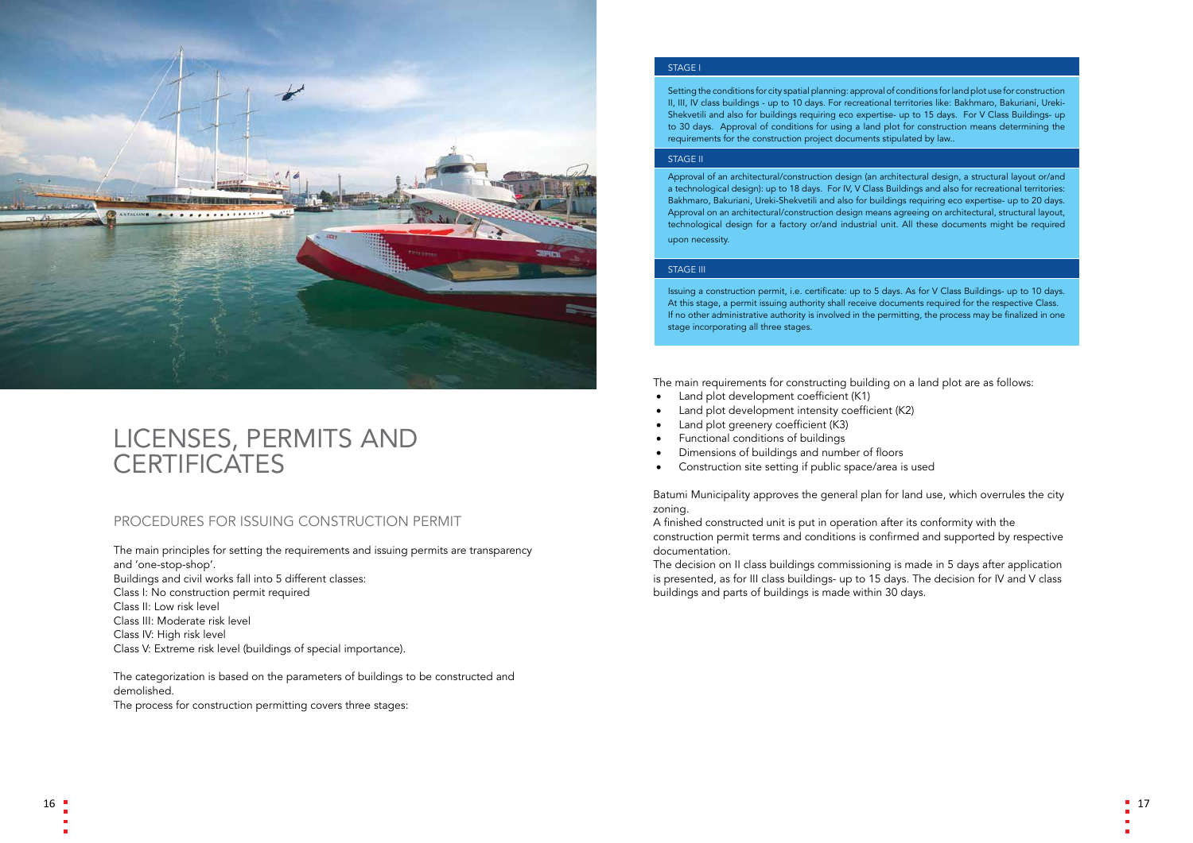# LICENSES, PERMITS AND CERTIFICATES

## PROCEDURES FOR ISSUING CONSTRUCTION PERMIT

The main principles for setting the requirements and issuing permits are transparency and 'one-stop-shop'.
Buildings and civil works fall into 5 different classes:
Class I: No construction permit required
Class II: Low risk level
Class III: Moderate risk level
Class IV: High risk level
Class V: Extreme risk level (buildings of special importance).

The categorization is based on the parameters of buildings to be constructed and demolished.
The process for construction permitting covers three stages:

**STAGE I**

Setting the conditions for city spatial planning: approval of conditions for land plot use for construction II, III, IV class buildings - up to 10 days. For recreational territories like: Bakhmaro, Bakuriani, Ureki-Shekvetili and also for buildings requiring eco expertise- up to 15 days. For V Class Buildings- up to 30 days. Approval of conditions for using a land plot for construction means determining the requirements for the construction project documents stipulated by law..

**STAGE II**

Approval of an architectural/construction design (an architectural design, a structural layout or/and a technological design): up to 18 days. For IV, V Class Buildings and also for recreational territories: Bakhmaro, Bakuriani, Ureki-Shekvetili and also for buildings requiring eco expertise- up to 20 days. Approval on an architectural/construction design means agreeing on architectural, structural layout, technological design for a factory or/and industrial unit. All these documents might be required upon necessity.

**STAGE III**

Issuing a construction permit, i.e. certificate: up to 5 days. As for V Class Buildings- up to 10 days. At this stage, a permit issuing authority shall receive documents required for the respective Class. If no other administrative authority is involved in the permitting, the process may be finalized in one stage incorporating all three stages.

The main requirements for constructing building on a land plot are as follows:

- Land plot development coefficient (K1)
- Land plot development intensity coefficient (K2)
- Land plot greenery coefficient (K3)
- Functional conditions of buildings
- Dimensions of buildings and number of floors
- Construction site setting if public space/area is used

Batumi Municipality approves the general plan for land use, which overrules the city zoning.
A finished constructed unit is put in operation after its conformity with the construction permit terms and conditions is confirmed and supported by respective documentation.
The decision on II class buildings commissioning is made in 5 days after application is presented, as for III class buildings- up to 15 days. The decision for IV and V class buildings and parts of buildings is made within 30 days.